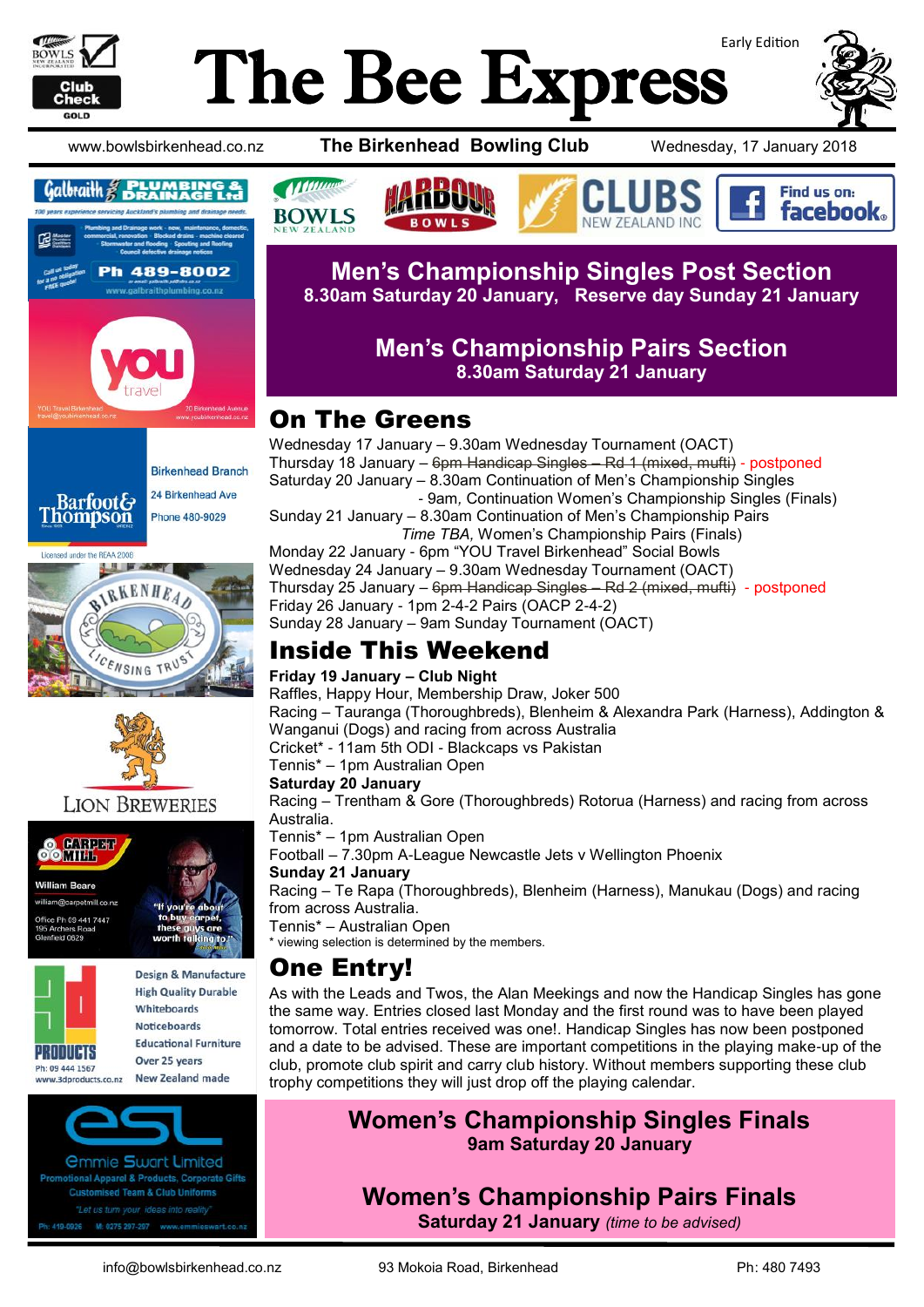# The Bee Express

Early Edition

www.bowlsbirkenhead.co.nz | **The Birkenhead Bowling Club** | Wednesday, 17 January 2018

## Men's Championship Singles Post Section

**8.30am Saturday 20 January, Reserve day Sunday 21 January**

## Men's Championship Pairs Section

**8.30am Saturday 21 January**

## On The Greens

Wednesday 17 January – 9.30am Wednesday Tournament (OACT)
Thursday 18 January – ~~6pm Handicap Singles – Rd 1 (mixed, mufti)~~ - postponed
Saturday 20 January – 8.30am Continuation of Men's Championship Singles
- 9am, Continuation Women's Championship Singles (Finals)

Sunday 21 January – 8.30am Continuation of Men's Championship Pairs
*Time TBA*, Women's Championship Pairs (Finals)
Monday 22 January - 6pm "YOU Travel Birkenhead" Social Bowls
Wednesday 24 January – 9.30am Wednesday Tournament (OACT)
Thursday 25 January – ~~6pm Handicap Singles – Rd 2 (mixed, mufti)~~ - postponed
Friday 26 January - 1pm 2-4-2 Pairs (OACP 2-4-2)
Sunday 28 January – 9am Sunday Tournament (OACT)

## Inside This Weekend

**Friday 19 January – Club Night**
Raffles, Happy Hour, Membership Draw, Joker 500
Racing – Tauranga (Thoroughbreds), Blenheim & Alexandra Park (Harness), Addington & Wanganui (Dogs) and racing from across Australia
Cricket* - 11am 5th ODI - Blackcaps vs Pakistan
Tennis* - 1pm Australian Open
**Saturday 20 January**
Racing – Trentham & Gore (Thoroughbreds) Rotorua (Harness) and racing from across Australia.
Tennis* – 1pm Australian Open
Football – 7.30pm A-League Newcastle Jets v Wellington Phoenix
**Sunday 21 January**
Racing – Te Rapa (Thoroughbreds), Blenheim (Harness), Manukau (Dogs) and racing from across Australia.
Tennis* – Australian Open
* viewing selection is determined by the members.

## One Entry!

As with the Leads and Twos, the Alan Meekings and now the Handicap Singles has gone the same way. Entries closed last Monday and the first round was to have been played tomorrow. Total entries received was one!. Handicap Singles has now been postponed and a date to be advised. These are important competitions in the playing make-up of the club, promote club spirit and carry club history. Without members supporting these club trophy competitions they will just drop off the playing calendar.

## Women's Championship Singles Finals

**9am Saturday 20 January**

## Women's Championship Pairs Finals

**Saturday 21 January** *(time to be advised)*

info@bowlsbirkenhead.co.nz | 93 Mokoia Road, Birkenhead | Ph: 480 7493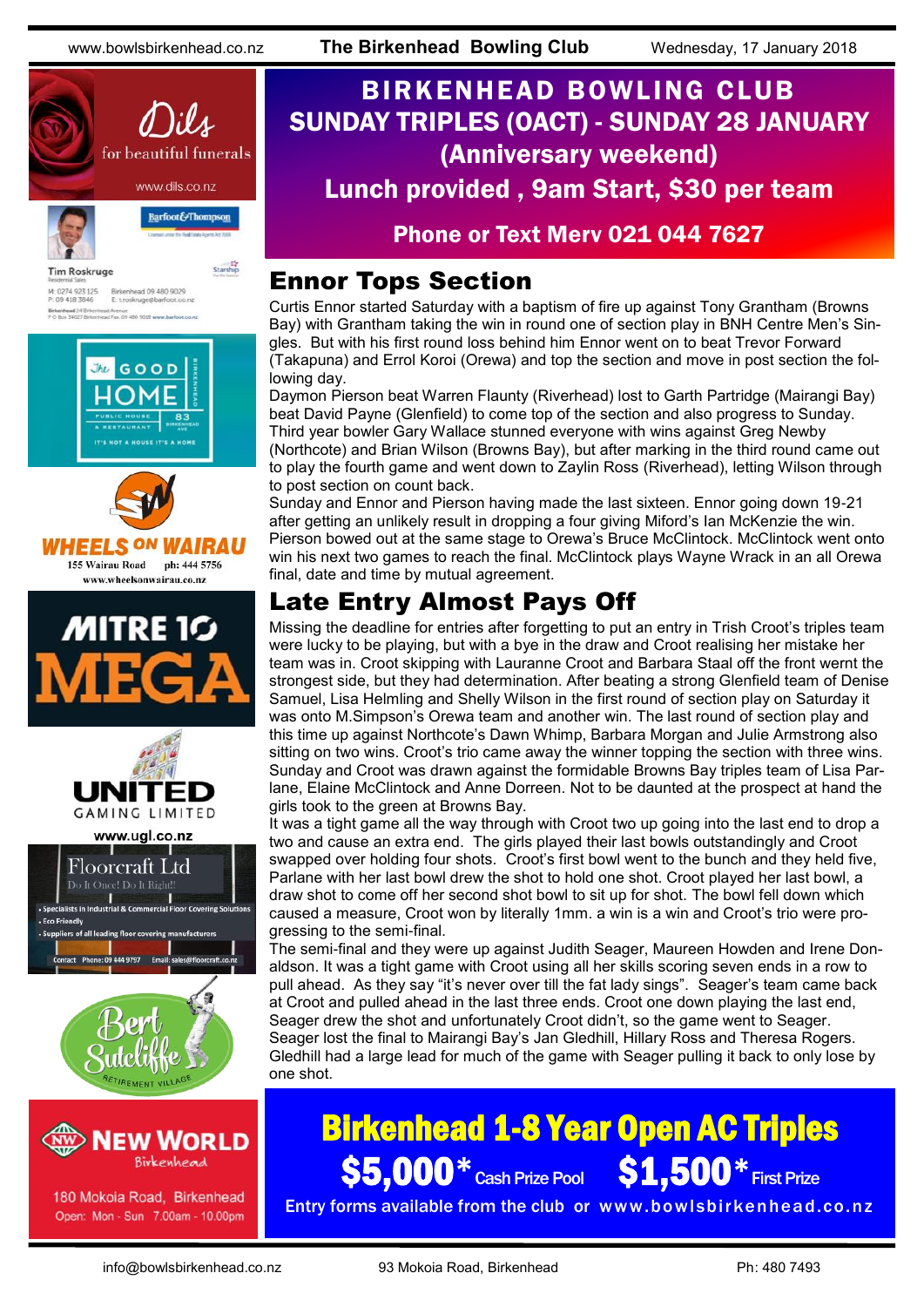# BIRKENHEAD BOWLING CLUB
## SUNDAY TRIPLES (OACT) - SUNDAY 28 JANUARY (Anniversary weekend)
## Lunch provided , 9am Start, $30 per team

**Phone or Text Merv 021 044 7627**

## Ennor Tops Section

Curtis Ennor started Saturday with a baptism of fire up against Tony Grantham (Browns Bay) with Grantham taking the win in round one of section play in BNH Centre Men's Singles. But with his first round loss behind him Ennor went on to beat Trevor Forward (Takapuna) and Errol Koroi (Orewa) and top the section and move in post section the following day.

Daymon Pierson beat Warren Flaunty (Riverhead) lost to Garth Partridge (Mairangi Bay) beat David Payne (Glenfield) to come top of the section and also progress to Sunday.

Third year bowler Gary Wallace stunned everyone with wins against Greg Newby (Northcote) and Brian Wilson (Browns Bay), but after marking in the third round came out to play the fourth game and went down to Zaylin Ross (Riverhead), letting Wilson through to post section on count back.

Sunday and Ennor and Pierson having made the last sixteen. Ennor going down 19-21 after getting an unlikely result in dropping a four giving Miford's Ian McKenzie the win. Pierson bowed out at the same stage to Orewa's Bruce McClintock. McClintock went onto win his next two games to reach the final. McClintock plays Wayne Wrack in an all Orewa final, date and time by mutual agreement.

## Late Entry Almost Pays Off

Missing the deadline for entries after forgetting to put an entry in Trish Croot's triples team were lucky to be playing, but with a bye in the draw and Croot realising her mistake her team was in. Croot skipping with Lauranne Croot and Barbara Staal off the front wernt the strongest side, but they had determination. After beating a strong Glenfield team of Denise Samuel, Lisa Helmling and Shelly Wilson in the first round of section play on Saturday it was onto M.Simpson's Orewa team and another win. The last round of section play and this time up against Northcote's Dawn Whimp, Barbara Morgan and Julie Armstrong also sitting on two wins. Croot's trio came away the winner topping the section with three wins. Sunday and Croot was drawn against the formidable Browns Bay triples team of Lisa Parlane, Elaine McClintock and Anne Dorreen. Not to be daunted at the prospect at hand the girls took to the green at Browns Bay.

It was a tight game all the way through with Croot two up going into the last end to drop a two and cause an extra end. The girls played their last bowls outstandingly and Croot swapped over holding four shots. Croot's first bowl went to the bunch and they held five, Parlane with her last bowl drew the shot to hold one shot. Croot played her last bowl, a draw shot to come off her second shot bowl to sit up for shot. The bowl fell down which caused a measure, Croot won by literally 1mm. a win is a win and Croot's trio were progressing to the semi-final.

The semi-final and they were up against Judith Seager, Maureen Howden and Irene Donaldson. It was a tight game with Croot using all her skills scoring seven ends in a row to pull ahead. As they say "it's never over till the fat lady sings". Seager's team came back at Croot and pulled ahead in the last three ends. Croot one down playing the last end, Seager drew the shot and unfortunately Croot didn't, so the game went to Seager. Seager lost the final to Mairangi Bay's Jan Gledhill, Hillary Ross and Theresa Rogers. Gledhill had a large lead for much of the game with Seager pulling it back to only lose by one shot.

## Birkenhead 1-8 Year Open AC Triples

**$5,000*** Cash Prize Pool **$1,500*** First Prize

Entry forms available from the club or www.bowlsbirkenhead.co.nz

---

Dils for beautiful funerals — www.dils.co.nz

Tim Roskruge, Residential Sales, Barfoot & Thompson — M: 0274 923 125, P: 09 418 3846, Birkenhead 09 480 9029, E: t.roskruge@barfoot.co.nz, Birkenhead 24 Birkenhead Avenue, P O Box 34027 Birkenhead Fax 09 480 9018 www.barfoot.co.nz

The Good Home Birkenhead — Public House & Restaurant, 83 Birkenhead Ave — It's not a house it's a home

Wheels on Wairau — 155 Wairau Road, ph: 444 5756, www.wheelsonwairau.co.nz

Mitre 10 Mega

United Gaming Limited — www.ugl.co.nz

Floorcraft Ltd — Do It Once! Do It Right!
- Specialists in Industrial & Commercial Floor Covering Solutions
- Eco Friendly
- Suppliers of all leading floor covering manufacturers

Contact Phone: 09 444 9757 Email: sales@floorcraft.co.nz

Bert Sutcliffe Retirement Village

New World Birkenhead — 180 Mokoia Road, Birkenhead, Open: Mon - Sun 7.00am - 10.00pm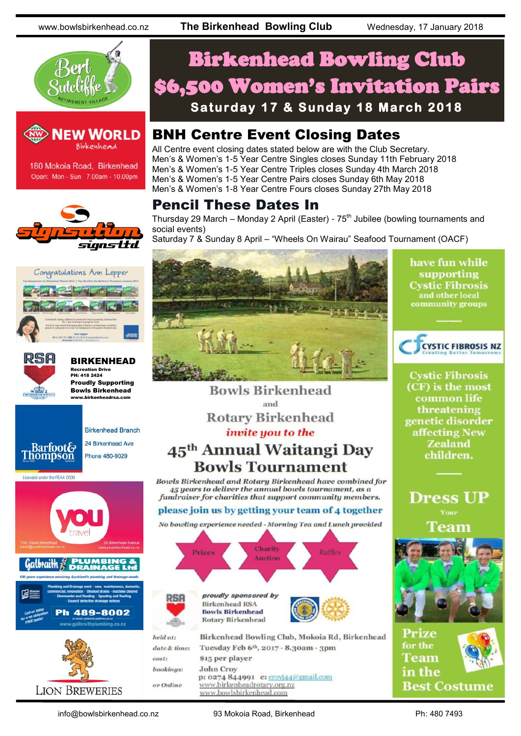# Birkenhead Bowling Club $6,500 Women's Invitation Pairs

**Saturday 17 & Sunday 18 March 2018**

## BNH Centre Event Closing Dates

All Centre event closing dates stated below are with the Club Secretary.
Men's & Women's 1-5 Year Centre Singles closes Sunday 11th February 2018
Men's & Women's 1-5 Year Centre Triples closes Sunday 4th March 2018
Men's & Women's 1-5 Year Centre Pairs closes Sunday 6th May 2018
Men's & Women's 1-8 Year Centre Fours closes Sunday 27th May 2018

## Pencil These Dates In

Thursday 29 March – Monday 2 April (Easter) - 75th Jubilee (bowling tournaments and social events)
Saturday 7 & Sunday 8 April – "Wheels On Wairau" Seafood Tournament (OACF)

Bowls Birkenhead and Rotary Birkenhead *invite you to the*

## 45th Annual Waitangi Day Bowls Tournament

*Bowls Birkenhead and Rotary Birkenhead have combined for 45 years to deliver the annual bowls tournament, as a fundraiser for charities that support community members.*

please join us by getting your team of 4 together

*No bowling experience needed - Morning Tea and Lunch provided*

Prizes — Charity Auction — Raffles

*proudly sponsored by*
Birkenhead RSA
Bowls Birkenhead
Rotary Birkenhead

*held at:* Birkenhead Bowling Club, Mokoia Rd, Birkenhead
*date & time:* Tuesday Feb 6th, 2017 - 8.30am - 3pm
*cost:* $15 per player
*bookings:* John Croy
p: 0274 844991 e: croyj44@gmail.com
*or Online* www.birkenheadrotary.org.nz
www.bowlsbirkenhead.com

have fun while supporting Cystic Fibrosis and other local community groups

CYSTIC FIBROSIS NZ — Creating Better Tomorrows

Cystic Fibrosis (CF) is the most common life threatening genetic disorder affecting New Zealand children.

**Dress UP** Your **Team**

Prize for the Team in the Best Costume

---

Bert Sutcliffe Retirement Village

NEW WORLD Birkenhead
180 Mokoia Road, Birkenhead
Open: Mon - Sun 7.00am - 10.00pm

Signsation Signs Ltd

Congratulations Ann Lepper

RSA **BIRKENHEAD**
Recreation Drive
PH: 418 2424
**Proudly Supporting Bowls Birkenhead**
www.birkenheadrsa.com

Barfoot & Thompson
Birkenhead Branch
24 Birkenhead Ave
Phone 480-9029
Licensed under the REAA 2008

YOU Travel Birkenhead
travel@youbirkenhead.co.nz
20 Birkenhead Avenue
www.youbirkenhead.co.nz

Galbraith PLUMBING & DRAINAGE Ltd
100 years experience servicing Auckland's plumbing and drainage needs
Plumbing and Drainage work - new, maintenance, domestic, commercial, renovation - Blocked drains - machine cleared - Stormwater and flooding - Spouting and Roofing - Council defective drainage notices
Call us today for a no obligation FREE quote!
Ph 489-8002
www.galbraithplumbing.co.nz

LION BREWERIES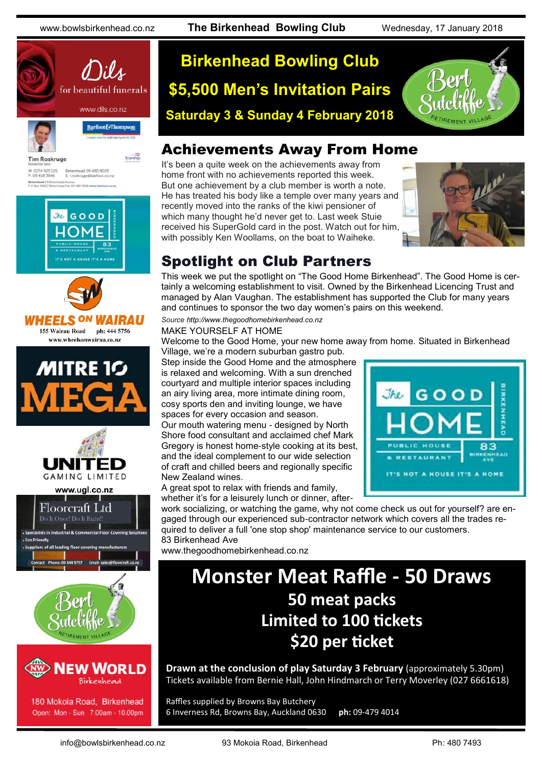# Birkenhead Bowling Club

## $5,500 Men's Invitation Pairs

**Saturday 3 & Sunday 4 February 2018**

## Achievements Away From Home

It's been a quite week on the achievements away from home front with no achievements reported this week. But one achievement by a club member is worth a note. He has treated his body like a temple over many years and recently moved into the ranks of the kiwi pensioner of which many thought he'd never get to. Last week Stuie received his SuperGold card in the post. Watch out for him, with possibly Ken Woollams, on the boat to Waiheke.

## Spotlight on Club Partners

This week we put the spotlight on "The Good Home Birkenhead". The Good Home is certainly a welcoming establishment to visit. Owned by the Birkenhead Licencing Trust and managed by Alan Vaughan. The establishment has supported the Club for many years and continues to sponsor the two day women's pairs on this weekend.

*Source http://www.thegoodhomebirkenhead.co.nz*

MAKE YOURSELF AT HOME

Welcome to the Good Home, your new home away from home. Situated in Birkenhead Village, we're a modern suburban gastro pub.

Step inside the Good Home and the atmosphere is relaxed and welcoming. With a sun drenched courtyard and multiple interior spaces including an airy living area, more intimate dining room, cosy sports den and inviting lounge, we have spaces for every occasion and season.

Our mouth watering menu - designed by North Shore food consultant and acclaimed chef Mark Gregory is honest home-style cooking at its best, and the ideal complement to our wide selection of craft and chilled beers and regionally specific New Zealand wines.

A great spot to relax with friends and family, whether it's for a leisurely lunch or dinner, after-work socializing, or watching the game, why not come check us out for yourself? are engaged through our experienced sub-contractor network which covers all the trades required to deliver a full 'one stop shop' maintenance service to our customers.

83 Birkenhead Ave

www.thegoodhomebirkenhead.co.nz

# Monster Meat Raffle - 50 Draws

**50 meat packs**

**Limited to 100 tickets**

**$20 per ticket**

**Drawn at the conclusion of play Saturday 3 February** (approximately 5.30pm)

Tickets available from Bernie Hall, John Hindmarch or Terry Moverley (027 6661618)

Raffles supplied by Browns Bay Butchery

6 Inverness Rd, Browns Bay, Auckland 0630 **ph:** 09-479 4014

---

Dils for beautiful funerals www.dils.co.nz

Barfoot & Thompson — Tim Roskruge, Residential Sales. M: 0274 923 125 P: 09 418 3846 Birkenhead 09 480 9029 E: t.roskruge@barfoot.co.nz

The Good Home Birkenhead — Public House & Restaurant, 83 Birkenhead Ave — It's not a house it's a home

WHEELS ON WAIRAU — 155 Wairau Road ph: 444 5756 www.wheelsonwairau.co.nz

MITRE 10 MEGA

UNITED GAMING LIMITED www.ugl.co.nz

Floorcraft Ltd — Do It Once! Do It Right!!
- Specialists in Industrial & Commercial Floor Covering Solutions
- Eco Friendly
- Suppliers of all leading floor covering manufacturers

Contact Phone: 09 444 9757 Email: sales@floorcraft.co.nz

Bert Sutcliffe Retirement Village

NEW WORLD Birkenhead — 180 Mokoia Road, Birkenhead. Open: Mon - Sun 7.00am - 10.00pm